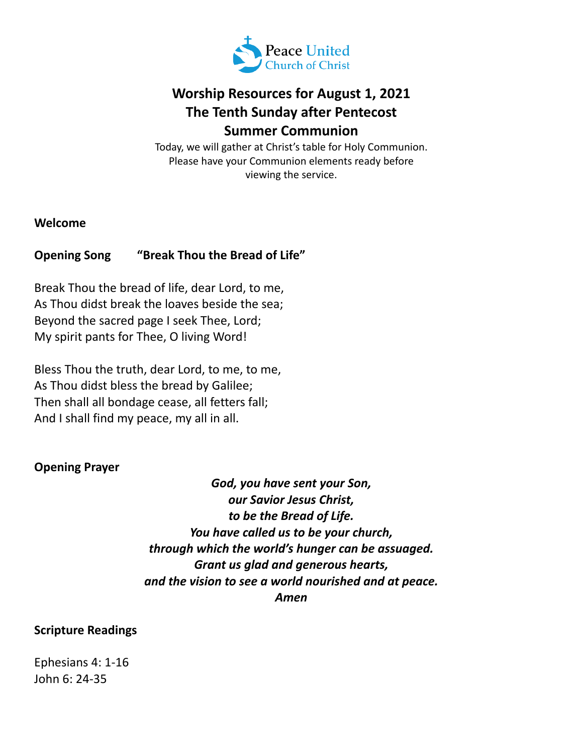Peace United Church of Christ

# Worship Resources for August 1, 2021
## The Tenth Sunday after Pentecost
## Summer Communion

Today, we will gather at Christ's table for Holy Communion. Please have your Communion elements ready before viewing the service.

**Welcome**

**Opening Song** **"Break Thou the Bread of Life"**

Break Thou the bread of life, dear Lord, to me,
As Thou didst break the loaves beside the sea;
Beyond the sacred page I seek Thee, Lord;
My spirit pants for Thee, O living Word!

Bless Thou the truth, dear Lord, to me, to me,
As Thou didst bless the bread by Galilee;
Then shall all bondage cease, all fetters fall;
And I shall find my peace, my all in all.

**Opening Prayer**

***God, you have sent your Son,***
***our Savior Jesus Christ,***
***to be the Bread of Life.***
***You have called us to be your church,***
***through which the world's hunger can be assuaged.***
***Grant us glad and generous hearts,***
***and the vision to see a world nourished and at peace.***
***Amen***

**Scripture Readings**

Ephesians 4: 1-16
John 6: 24-35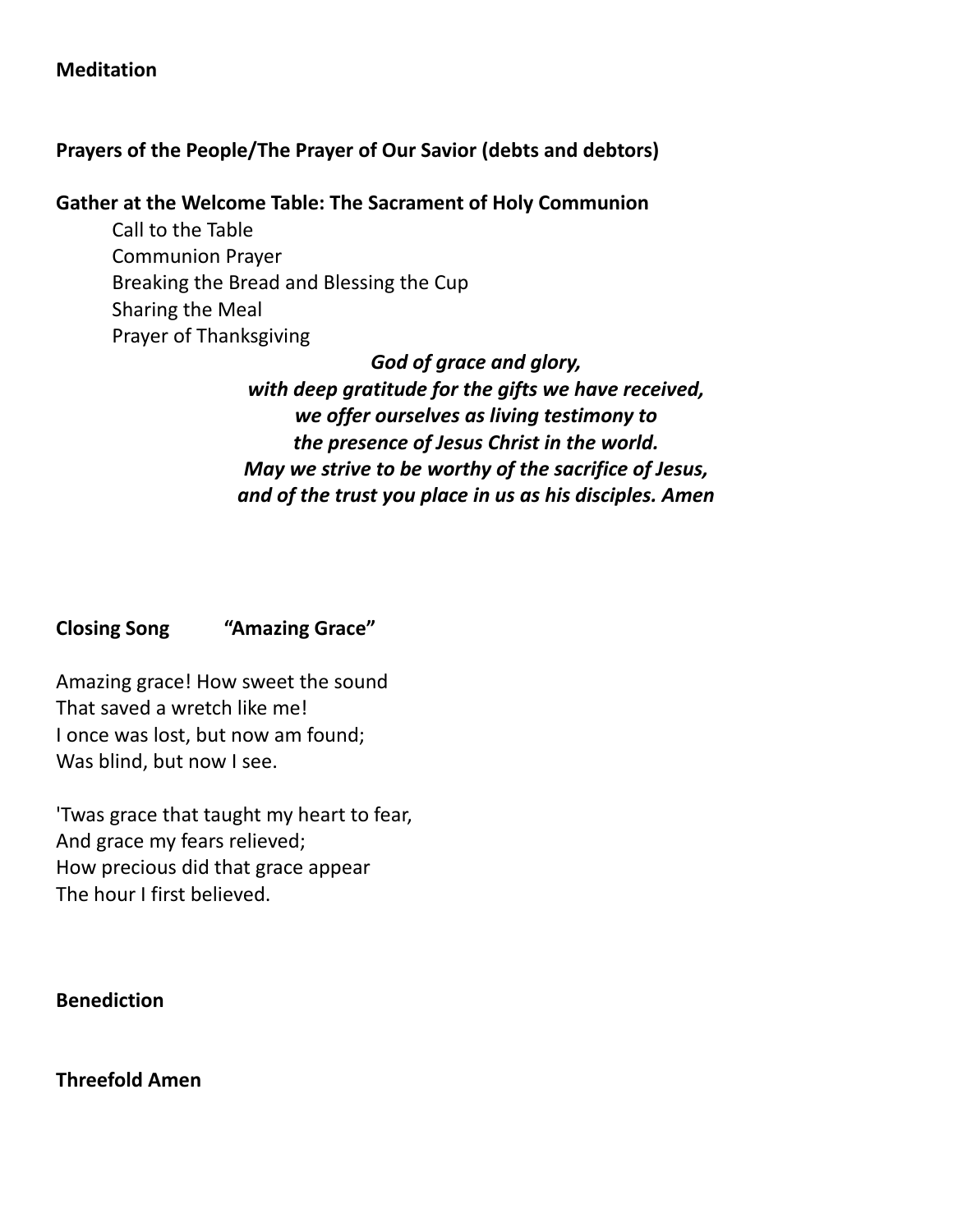**Meditation**

**Prayers of the People/The Prayer of Our Savior (debts and debtors)**

**Gather at the Welcome Table: The Sacrament of Holy Communion**

Call to the Table
Communion Prayer
Breaking the Bread and Blessing the Cup
Sharing the Meal
Prayer of Thanksgiving

***God of grace and glory,***
***with deep gratitude for the gifts we have received,***
***we offer ourselves as living testimony to***
***the presence of Jesus Christ in the world.***
***May we strive to be worthy of the sacrifice of Jesus,***
***and of the trust you place in us as his disciples. Amen***

**Closing Song "Amazing Grace"**

Amazing grace! How sweet the sound
That saved a wretch like me!
I once was lost, but now am found;
Was blind, but now I see.

'Twas grace that taught my heart to fear,
And grace my fears relieved;
How precious did that grace appear
The hour I first believed.

**Benediction**

**Threefold Amen**